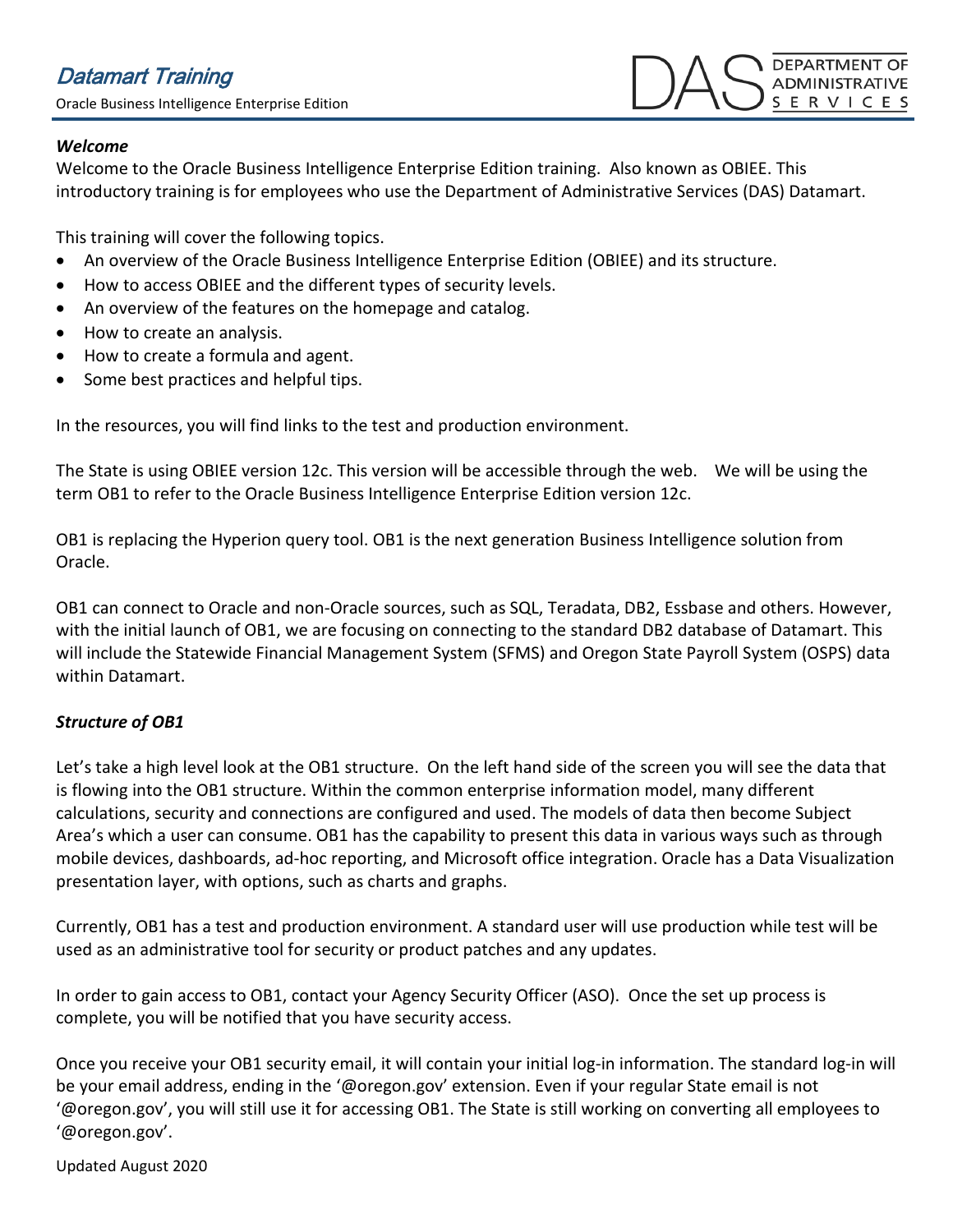# Datamart Training

Oracle Business Intelligence Enterprise Edition

DAS DEPARTMENT OF ADMINISTRATIVE SERVICES

### *Welcome*

Welcome to the Oracle Business Intelligence Enterprise Edition training. Also known as OBIEE. This introductory training is for employees who use the Department of Administrative Services (DAS) Datamart.

This training will cover the following topics.

- An overview of the Oracle Business Intelligence Enterprise Edition (OBIEE) and its structure.
- How to access OBIEE and the different types of security levels.
- An overview of the features on the homepage and catalog.
- How to create an analysis.
- How to create a formula and agent.
- Some best practices and helpful tips.

In the resources, you will find links to the test and production environment.

The State is using OBIEE version 12c. This version will be accessible through the web. We will be using the term OB1 to refer to the Oracle Business Intelligence Enterprise Edition version 12c.

OB1 is replacing the Hyperion query tool. OB1 is the next generation Business Intelligence solution from Oracle.

OB1 can connect to Oracle and non-Oracle sources, such as SQL, Teradata, DB2, Essbase and others. However, with the initial launch of OB1, we are focusing on connecting to the standard DB2 database of Datamart. This will include the Statewide Financial Management System (SFMS) and Oregon State Payroll System (OSPS) data within Datamart.

### *Structure of OB1*

Let's take a high level look at the OB1 structure. On the left hand side of the screen you will see the data that is flowing into the OB1 structure. Within the common enterprise information model, many different calculations, security and connections are configured and used. The models of data then become Subject Area's which a user can consume. OB1 has the capability to present this data in various ways such as through mobile devices, dashboards, ad-hoc reporting, and Microsoft office integration. Oracle has a Data Visualization presentation layer, with options, such as charts and graphs.

Currently, OB1 has a test and production environment. A standard user will use production while test will be used as an administrative tool for security or product patches and any updates.

In order to gain access to OB1, contact your Agency Security Officer (ASO). Once the set up process is complete, you will be notified that you have security access.

Once you receive your OB1 security email, it will contain your initial log-in information. The standard log-in will be your email address, ending in the '@oregon.gov' extension. Even if your regular State email is not '@oregon.gov', you will still use it for accessing OB1. The State is still working on converting all employees to '@oregon.gov'.

Updated August 2020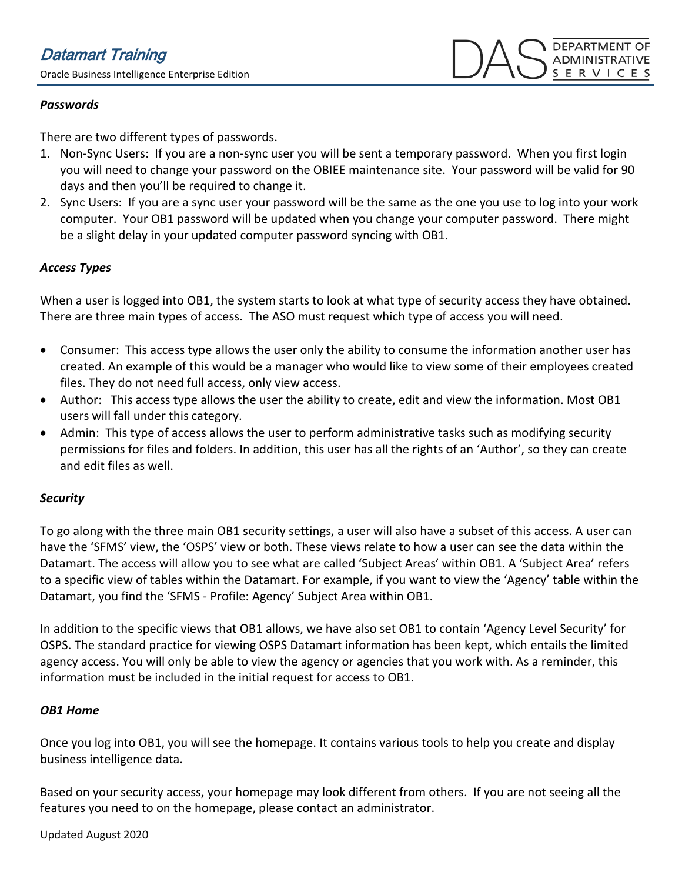### *Passwords*

There are two different types of passwords.

1. Non-Sync Users: If you are a non-sync user you will be sent a temporary password. When you first login you will need to change your password on the OBIEE maintenance site. Your password will be valid for 90 days and then you'll be required to change it.
2. Sync Users: If you are a sync user your password will be the same as the one you use to log into your work computer. Your OB1 password will be updated when you change your computer password. There might be a slight delay in your updated computer password syncing with OB1.

### *Access Types*

When a user is logged into OB1, the system starts to look at what type of security access they have obtained. There are three main types of access. The ASO must request which type of access you will need.

- Consumer: This access type allows the user only the ability to consume the information another user has created. An example of this would be a manager who would like to view some of their employees created files. They do not need full access, only view access.
- Author: This access type allows the user the ability to create, edit and view the information. Most OB1 users will fall under this category.
- Admin: This type of access allows the user to perform administrative tasks such as modifying security permissions for files and folders. In addition, this user has all the rights of an 'Author', so they can create and edit files as well.

### *Security*

To go along with the three main OB1 security settings, a user will also have a subset of this access. A user can have the 'SFMS' view, the 'OSPS' view or both. These views relate to how a user can see the data within the Datamart. The access will allow you to see what are called 'Subject Areas' within OB1. A 'Subject Area' refers to a specific view of tables within the Datamart. For example, if you want to view the 'Agency' table within the Datamart, you find the 'SFMS - Profile: Agency' Subject Area within OB1.

In addition to the specific views that OB1 allows, we have also set OB1 to contain 'Agency Level Security' for OSPS. The standard practice for viewing OSPS Datamart information has been kept, which entails the limited agency access. You will only be able to view the agency or agencies that you work with. As a reminder, this information must be included in the initial request for access to OB1.

### *OB1 Home*

Once you log into OB1, you will see the homepage. It contains various tools to help you create and display business intelligence data.

Based on your security access, your homepage may look different from others. If you are not seeing all the features you need to on the homepage, please contact an administrator.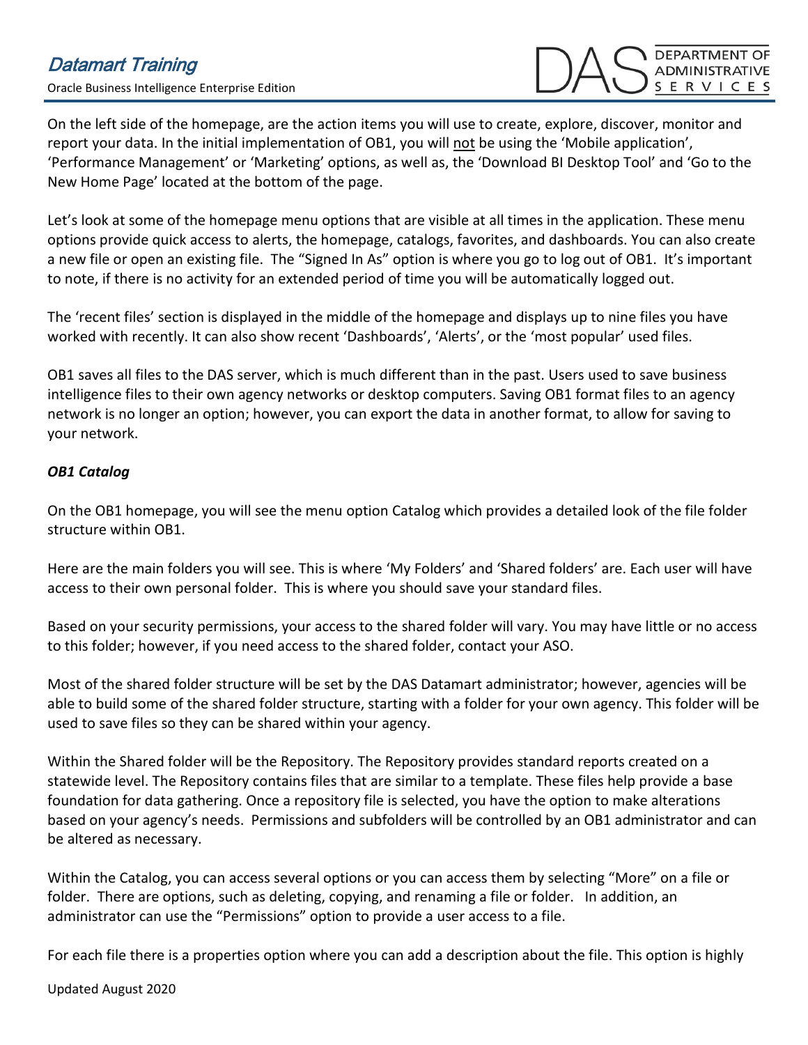On the left side of the homepage, are the action items you will use to create, explore, discover, monitor and report your data. In the initial implementation of OB1, you will not be using the 'Mobile application', 'Performance Management' or 'Marketing' options, as well as, the 'Download BI Desktop Tool' and 'Go to the New Home Page' located at the bottom of the page.

Let's look at some of the homepage menu options that are visible at all times in the application. These menu options provide quick access to alerts, the homepage, catalogs, favorites, and dashboards. You can also create a new file or open an existing file. The "Signed In As" option is where you go to log out of OB1. It's important to note, if there is no activity for an extended period of time you will be automatically logged out.

The 'recent files' section is displayed in the middle of the homepage and displays up to nine files you have worked with recently. It can also show recent 'Dashboards', 'Alerts', or the 'most popular' used files.

OB1 saves all files to the DAS server, which is much different than in the past. Users used to save business intelligence files to their own agency networks or desktop computers. Saving OB1 format files to an agency network is no longer an option; however, you can export the data in another format, to allow for saving to your network.

***OB1 Catalog***

On the OB1 homepage, you will see the menu option Catalog which provides a detailed look of the file folder structure within OB1.

Here are the main folders you will see. This is where 'My Folders' and 'Shared folders' are. Each user will have access to their own personal folder. This is where you should save your standard files.

Based on your security permissions, your access to the shared folder will vary. You may have little or no access to this folder; however, if you need access to the shared folder, contact your ASO.

Most of the shared folder structure will be set by the DAS Datamart administrator; however, agencies will be able to build some of the shared folder structure, starting with a folder for your own agency. This folder will be used to save files so they can be shared within your agency.

Within the Shared folder will be the Repository. The Repository provides standard reports created on a statewide level. The Repository contains files that are similar to a template. These files help provide a base foundation for data gathering. Once a repository file is selected, you have the option to make alterations based on your agency's needs. Permissions and subfolders will be controlled by an OB1 administrator and can be altered as necessary.

Within the Catalog, you can access several options or you can access them by selecting "More" on a file or folder. There are options, such as deleting, copying, and renaming a file or folder. In addition, an administrator can use the "Permissions" option to provide a user access to a file.

For each file there is a properties option where you can add a description about the file. This option is highly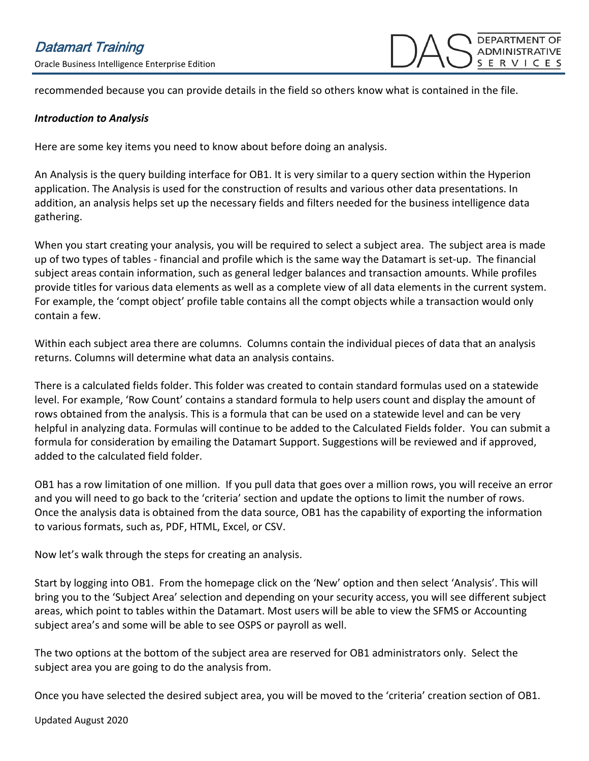recommended because you can provide details in the field so others know what is contained in the file.

***Introduction to Analysis***

Here are some key items you need to know about before doing an analysis.

An Analysis is the query building interface for OB1. It is very similar to a query section within the Hyperion application. The Analysis is used for the construction of results and various other data presentations. In addition, an analysis helps set up the necessary fields and filters needed for the business intelligence data gathering.

When you start creating your analysis, you will be required to select a subject area. The subject area is made up of two types of tables - financial and profile which is the same way the Datamart is set-up. The financial subject areas contain information, such as general ledger balances and transaction amounts. While profiles provide titles for various data elements as well as a complete view of all data elements in the current system. For example, the 'compt object' profile table contains all the compt objects while a transaction would only contain a few.

Within each subject area there are columns. Columns contain the individual pieces of data that an analysis returns. Columns will determine what data an analysis contains.

There is a calculated fields folder. This folder was created to contain standard formulas used on a statewide level. For example, 'Row Count' contains a standard formula to help users count and display the amount of rows obtained from the analysis. This is a formula that can be used on a statewide level and can be very helpful in analyzing data. Formulas will continue to be added to the Calculated Fields folder. You can submit a formula for consideration by emailing the Datamart Support. Suggestions will be reviewed and if approved, added to the calculated field folder.

OB1 has a row limitation of one million. If you pull data that goes over a million rows, you will receive an error and you will need to go back to the 'criteria' section and update the options to limit the number of rows. Once the analysis data is obtained from the data source, OB1 has the capability of exporting the information to various formats, such as, PDF, HTML, Excel, or CSV.

Now let's walk through the steps for creating an analysis.

Start by logging into OB1. From the homepage click on the 'New' option and then select 'Analysis'. This will bring you to the 'Subject Area' selection and depending on your security access, you will see different subject areas, which point to tables within the Datamart. Most users will be able to view the SFMS or Accounting subject area's and some will be able to see OSPS or payroll as well.

The two options at the bottom of the subject area are reserved for OB1 administrators only. Select the subject area you are going to do the analysis from.

Once you have selected the desired subject area, you will be moved to the 'criteria' creation section of OB1.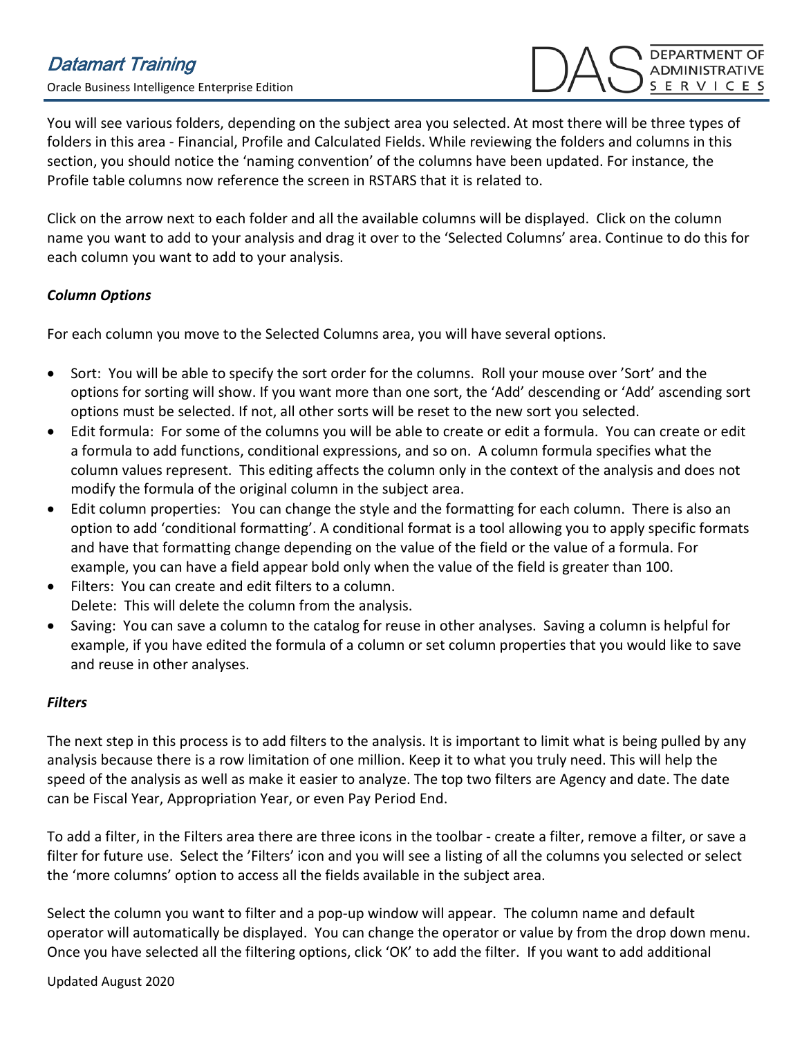You will see various folders, depending on the subject area you selected. At most there will be three types of folders in this area - Financial, Profile and Calculated Fields. While reviewing the folders and columns in this section, you should notice the 'naming convention' of the columns have been updated. For instance, the Profile table columns now reference the screen in RSTARS that it is related to.

Click on the arrow next to each folder and all the available columns will be displayed. Click on the column name you want to add to your analysis and drag it over to the 'Selected Columns' area. Continue to do this for each column you want to add to your analysis.

***Column Options***

For each column you move to the Selected Columns area, you will have several options.

- Sort: You will be able to specify the sort order for the columns. Roll your mouse over 'Sort' and the options for sorting will show. If you want more than one sort, the 'Add' descending or 'Add' ascending sort options must be selected. If not, all other sorts will be reset to the new sort you selected.
- Edit formula: For some of the columns you will be able to create or edit a formula. You can create or edit a formula to add functions, conditional expressions, and so on. A column formula specifies what the column values represent. This editing affects the column only in the context of the analysis and does not modify the formula of the original column in the subject area.
- Edit column properties: You can change the style and the formatting for each column. There is also an option to add 'conditional formatting'. A conditional format is a tool allowing you to apply specific formats and have that formatting change depending on the value of the field or the value of a formula. For example, you can have a field appear bold only when the value of the field is greater than 100.
- Filters: You can create and edit filters to a column.
  Delete: This will delete the column from the analysis.
- Saving: You can save a column to the catalog for reuse in other analyses. Saving a column is helpful for example, if you have edited the formula of a column or set column properties that you would like to save and reuse in other analyses.

***Filters***

The next step in this process is to add filters to the analysis. It is important to limit what is being pulled by any analysis because there is a row limitation of one million. Keep it to what you truly need. This will help the speed of the analysis as well as make it easier to analyze. The top two filters are Agency and date. The date can be Fiscal Year, Appropriation Year, or even Pay Period End.

To add a filter, in the Filters area there are three icons in the toolbar - create a filter, remove a filter, or save a filter for future use. Select the 'Filters' icon and you will see a listing of all the columns you selected or select the 'more columns' option to access all the fields available in the subject area.

Select the column you want to filter and a pop-up window will appear. The column name and default operator will automatically be displayed. You can change the operator or value by from the drop down menu. Once you have selected all the filtering options, click 'OK' to add the filter. If you want to add additional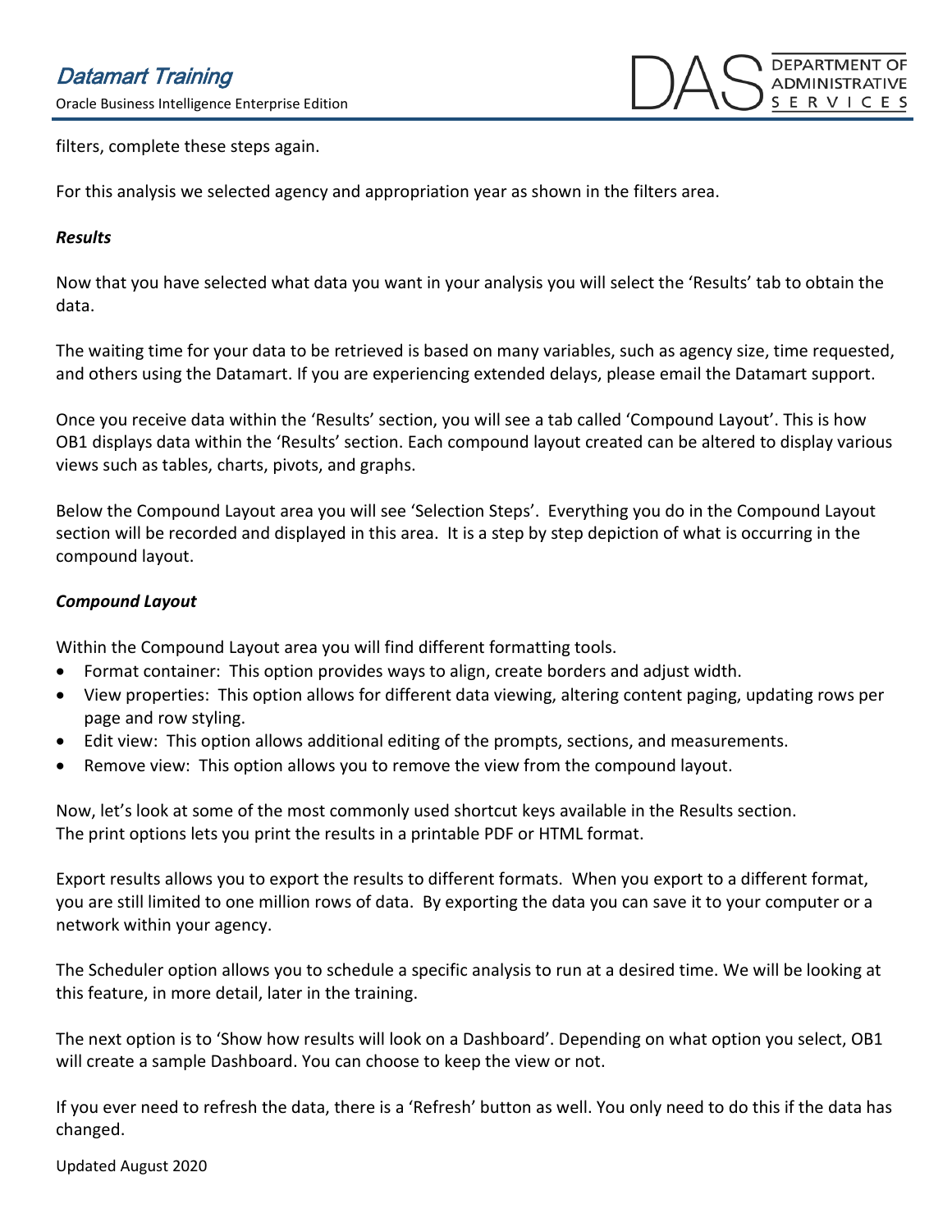filters, complete these steps again.

For this analysis we selected agency and appropriation year as shown in the filters area.

***Results***

Now that you have selected what data you want in your analysis you will select the 'Results' tab to obtain the data.

The waiting time for your data to be retrieved is based on many variables, such as agency size, time requested, and others using the Datamart. If you are experiencing extended delays, please email the Datamart support.

Once you receive data within the 'Results' section, you will see a tab called 'Compound Layout'. This is how OB1 displays data within the 'Results' section. Each compound layout created can be altered to display various views such as tables, charts, pivots, and graphs.

Below the Compound Layout area you will see 'Selection Steps'. Everything you do in the Compound Layout section will be recorded and displayed in this area. It is a step by step depiction of what is occurring in the compound layout.

***Compound Layout***

Within the Compound Layout area you will find different formatting tools.

- Format container: This option provides ways to align, create borders and adjust width.
- View properties: This option allows for different data viewing, altering content paging, updating rows per page and row styling.
- Edit view: This option allows additional editing of the prompts, sections, and measurements.
- Remove view: This option allows you to remove the view from the compound layout.

Now, let's look at some of the most commonly used shortcut keys available in the Results section.
The print options lets you print the results in a printable PDF or HTML format.

Export results allows you to export the results to different formats. When you export to a different format, you are still limited to one million rows of data. By exporting the data you can save it to your computer or a network within your agency.

The Scheduler option allows you to schedule a specific analysis to run at a desired time. We will be looking at this feature, in more detail, later in the training.

The next option is to 'Show how results will look on a Dashboard'. Depending on what option you select, OB1 will create a sample Dashboard. You can choose to keep the view or not.

If you ever need to refresh the data, there is a 'Refresh' button as well. You only need to do this if the data has changed.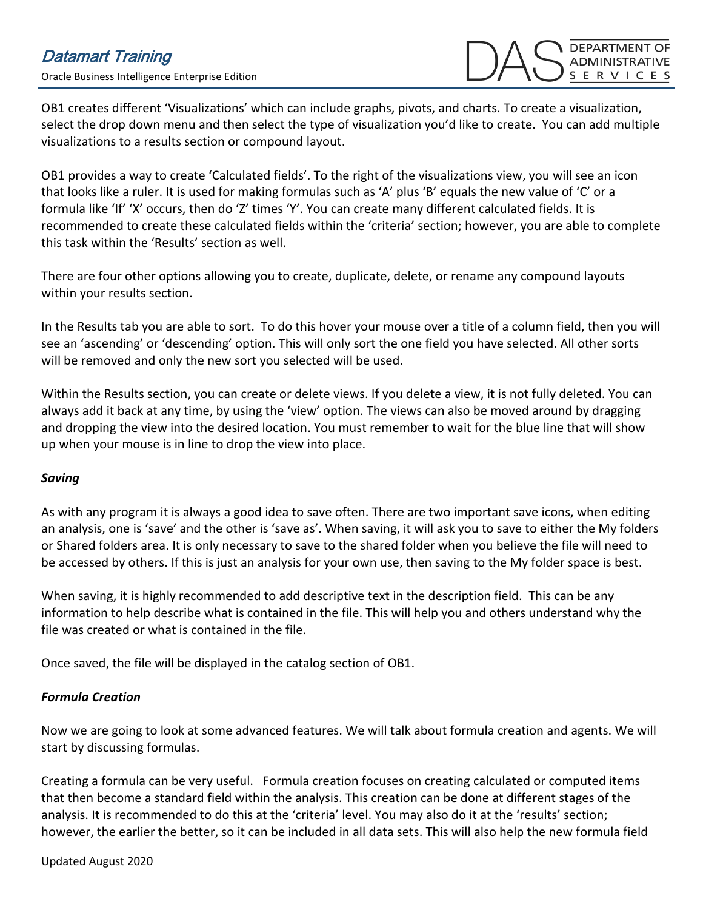OB1 creates different 'Visualizations' which can include graphs, pivots, and charts. To create a visualization, select the drop down menu and then select the type of visualization you'd like to create. You can add multiple visualizations to a results section or compound layout.

OB1 provides a way to create 'Calculated fields'. To the right of the visualizations view, you will see an icon that looks like a ruler. It is used for making formulas such as 'A' plus 'B' equals the new value of 'C' or a formula like 'If' 'X' occurs, then do 'Z' times 'Y'. You can create many different calculated fields. It is recommended to create these calculated fields within the 'criteria' section; however, you are able to complete this task within the 'Results' section as well.

There are four other options allowing you to create, duplicate, delete, or rename any compound layouts within your results section.

In the Results tab you are able to sort. To do this hover your mouse over a title of a column field, then you will see an 'ascending' or 'descending' option. This will only sort the one field you have selected. All other sorts will be removed and only the new sort you selected will be used.

Within the Results section, you can create or delete views. If you delete a view, it is not fully deleted. You can always add it back at any time, by using the 'view' option. The views can also be moved around by dragging and dropping the view into the desired location. You must remember to wait for the blue line that will show up when your mouse is in line to drop the view into place.

***Saving***

As with any program it is always a good idea to save often. There are two important save icons, when editing an analysis, one is 'save' and the other is 'save as'. When saving, it will ask you to save to either the My folders or Shared folders area. It is only necessary to save to the shared folder when you believe the file will need to be accessed by others. If this is just an analysis for your own use, then saving to the My folder space is best.

When saving, it is highly recommended to add descriptive text in the description field. This can be any information to help describe what is contained in the file. This will help you and others understand why the file was created or what is contained in the file.

Once saved, the file will be displayed in the catalog section of OB1.

***Formula Creation***

Now we are going to look at some advanced features. We will talk about formula creation and agents. We will start by discussing formulas.

Creating a formula can be very useful. Formula creation focuses on creating calculated or computed items that then become a standard field within the analysis. This creation can be done at different stages of the analysis. It is recommended to do this at the 'criteria' level. You may also do it at the 'results' section; however, the earlier the better, so it can be included in all data sets. This will also help the new formula field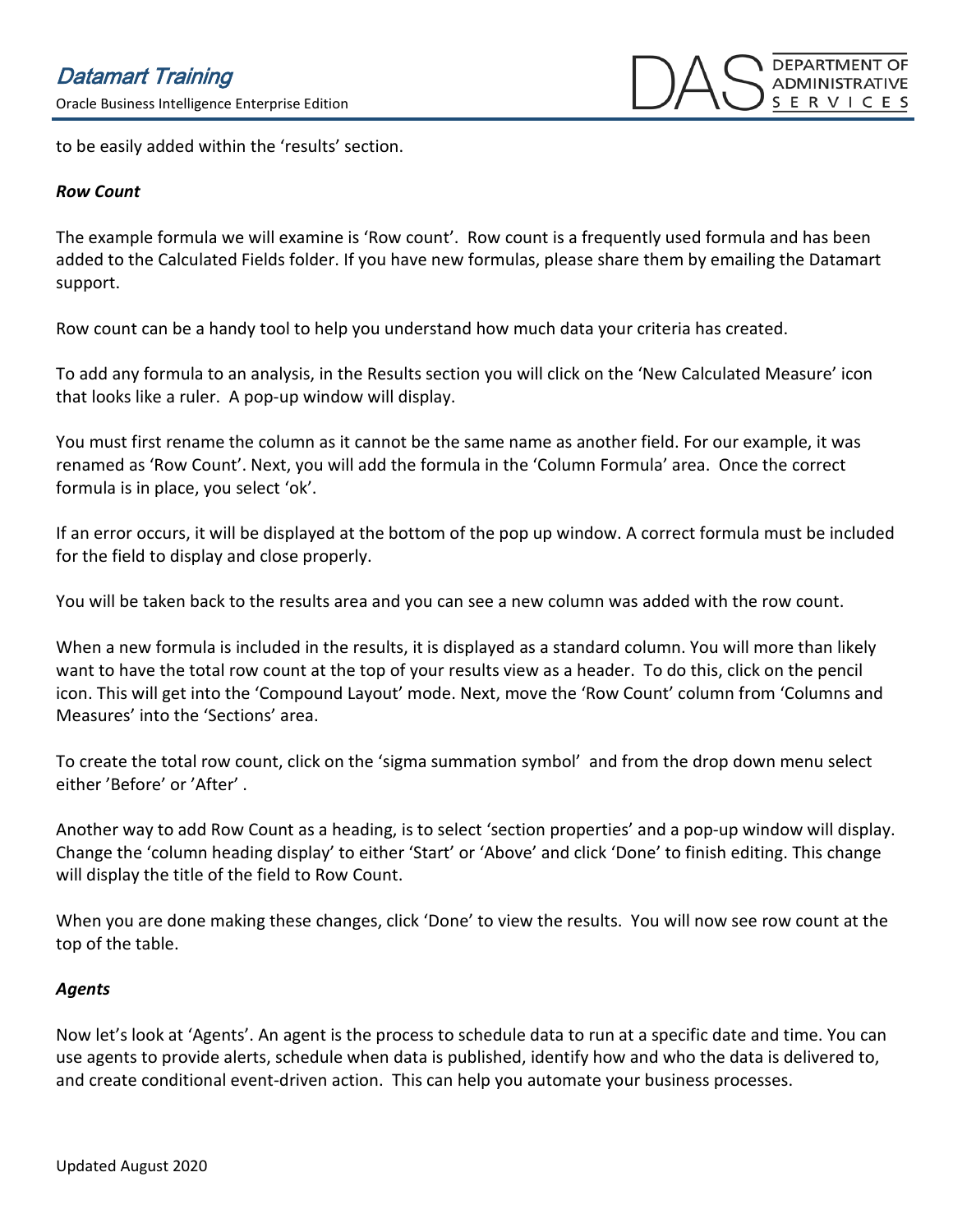to be easily added within the 'results' section.

***Row Count***

The example formula we will examine is 'Row count'. Row count is a frequently used formula and has been added to the Calculated Fields folder. If you have new formulas, please share them by emailing the Datamart support.

Row count can be a handy tool to help you understand how much data your criteria has created.

To add any formula to an analysis, in the Results section you will click on the 'New Calculated Measure' icon that looks like a ruler. A pop-up window will display.

You must first rename the column as it cannot be the same name as another field. For our example, it was renamed as 'Row Count'. Next, you will add the formula in the 'Column Formula' area. Once the correct formula is in place, you select 'ok'.

If an error occurs, it will be displayed at the bottom of the pop up window. A correct formula must be included for the field to display and close properly.

You will be taken back to the results area and you can see a new column was added with the row count.

When a new formula is included in the results, it is displayed as a standard column. You will more than likely want to have the total row count at the top of your results view as a header. To do this, click on the pencil icon. This will get into the 'Compound Layout' mode. Next, move the 'Row Count' column from 'Columns and Measures' into the 'Sections' area.

To create the total row count, click on the 'sigma summation symbol' and from the drop down menu select either 'Before' or 'After' .

Another way to add Row Count as a heading, is to select 'section properties' and a pop-up window will display. Change the 'column heading display' to either 'Start' or 'Above' and click 'Done' to finish editing. This change will display the title of the field to Row Count.

When you are done making these changes, click 'Done' to view the results. You will now see row count at the top of the table.

***Agents***

Now let's look at 'Agents'. An agent is the process to schedule data to run at a specific date and time. You can use agents to provide alerts, schedule when data is published, identify how and who the data is delivered to, and create conditional event-driven action. This can help you automate your business processes.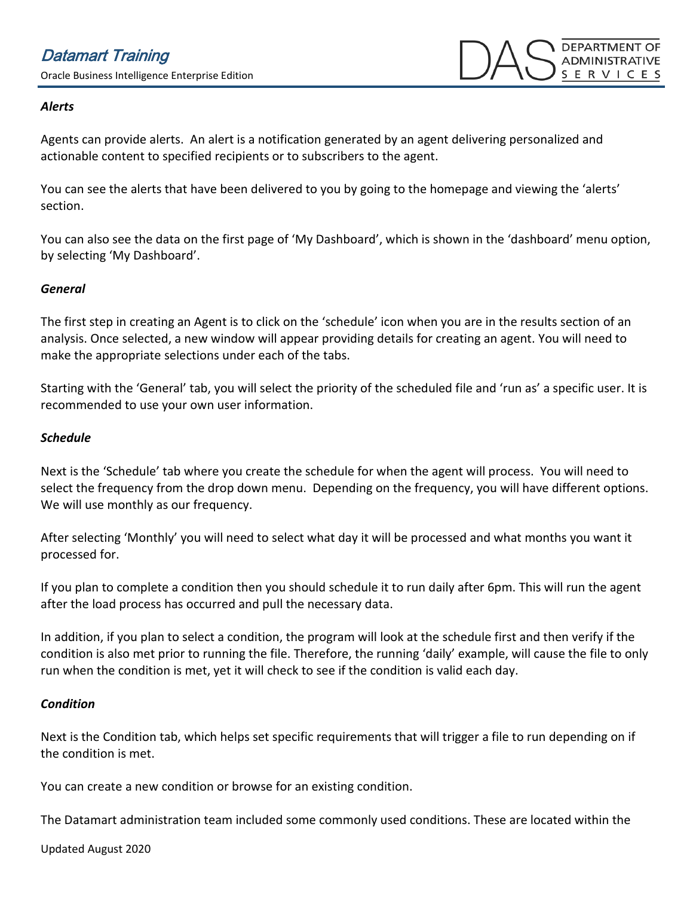### *Alerts*

Agents can provide alerts. An alert is a notification generated by an agent delivering personalized and actionable content to specified recipients or to subscribers to the agent.

You can see the alerts that have been delivered to you by going to the homepage and viewing the 'alerts' section.

You can also see the data on the first page of 'My Dashboard', which is shown in the 'dashboard' menu option, by selecting 'My Dashboard'.

### *General*

The first step in creating an Agent is to click on the 'schedule' icon when you are in the results section of an analysis. Once selected, a new window will appear providing details for creating an agent. You will need to make the appropriate selections under each of the tabs.

Starting with the 'General' tab, you will select the priority of the scheduled file and 'run as' a specific user. It is recommended to use your own user information.

### *Schedule*

Next is the 'Schedule' tab where you create the schedule for when the agent will process. You will need to select the frequency from the drop down menu. Depending on the frequency, you will have different options. We will use monthly as our frequency.

After selecting 'Monthly' you will need to select what day it will be processed and what months you want it processed for.

If you plan to complete a condition then you should schedule it to run daily after 6pm. This will run the agent after the load process has occurred and pull the necessary data.

In addition, if you plan to select a condition, the program will look at the schedule first and then verify if the condition is also met prior to running the file. Therefore, the running 'daily' example, will cause the file to only run when the condition is met, yet it will check to see if the condition is valid each day.

### *Condition*

Next is the Condition tab, which helps set specific requirements that will trigger a file to run depending on if the condition is met.

You can create a new condition or browse for an existing condition.

The Datamart administration team included some commonly used conditions. These are located within the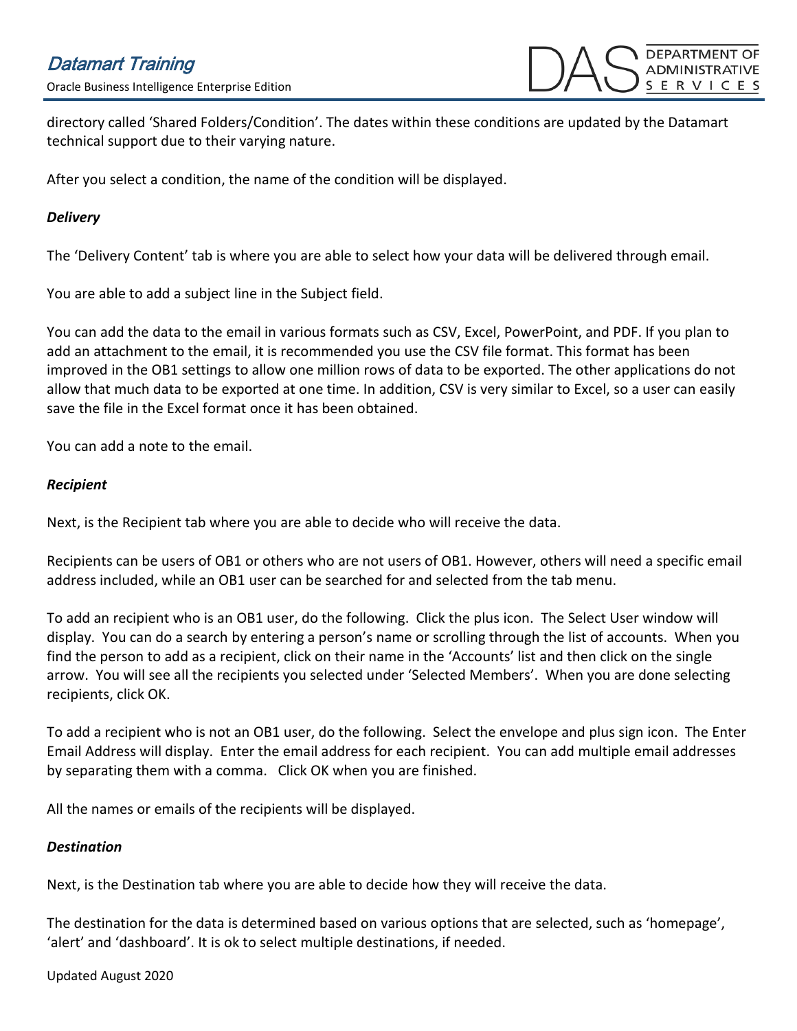directory called 'Shared Folders/Condition'. The dates within these conditions are updated by the Datamart technical support due to their varying nature.

After you select a condition, the name of the condition will be displayed.

***Delivery***

The 'Delivery Content' tab is where you are able to select how your data will be delivered through email.

You are able to add a subject line in the Subject field.

You can add the data to the email in various formats such as CSV, Excel, PowerPoint, and PDF. If you plan to add an attachment to the email, it is recommended you use the CSV file format. This format has been improved in the OB1 settings to allow one million rows of data to be exported. The other applications do not allow that much data to be exported at one time. In addition, CSV is very similar to Excel, so a user can easily save the file in the Excel format once it has been obtained.

You can add a note to the email.

***Recipient***

Next, is the Recipient tab where you are able to decide who will receive the data.

Recipients can be users of OB1 or others who are not users of OB1. However, others will need a specific email address included, while an OB1 user can be searched for and selected from the tab menu.

To add an recipient who is an OB1 user, do the following. Click the plus icon. The Select User window will display. You can do a search by entering a person's name or scrolling through the list of accounts. When you find the person to add as a recipient, click on their name in the 'Accounts' list and then click on the single arrow. You will see all the recipients you selected under 'Selected Members'. When you are done selecting recipients, click OK.

To add a recipient who is not an OB1 user, do the following. Select the envelope and plus sign icon. The Enter Email Address will display. Enter the email address for each recipient. You can add multiple email addresses by separating them with a comma. Click OK when you are finished.

All the names or emails of the recipients will be displayed.

***Destination***

Next, is the Destination tab where you are able to decide how they will receive the data.

The destination for the data is determined based on various options that are selected, such as 'homepage', 'alert' and 'dashboard'. It is ok to select multiple destinations, if needed.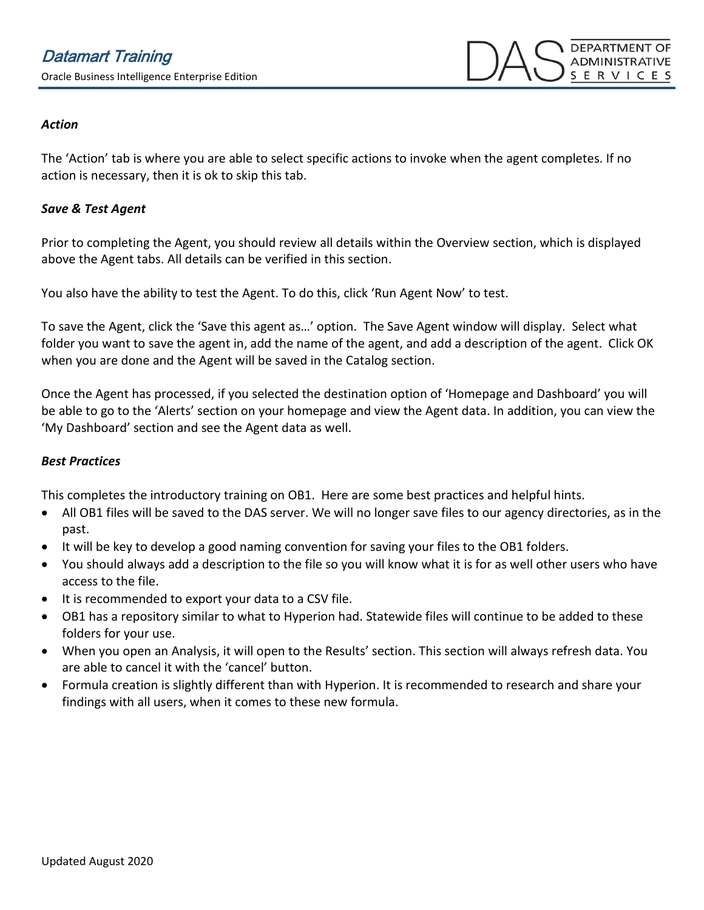### *Action*

The 'Action' tab is where you are able to select specific actions to invoke when the agent completes. If no action is necessary, then it is ok to skip this tab.

### *Save & Test Agent*

Prior to completing the Agent, you should review all details within the Overview section, which is displayed above the Agent tabs. All details can be verified in this section.

You also have the ability to test the Agent. To do this, click 'Run Agent Now' to test.

To save the Agent, click the 'Save this agent as…' option. The Save Agent window will display. Select what folder you want to save the agent in, add the name of the agent, and add a description of the agent. Click OK when you are done and the Agent will be saved in the Catalog section.

Once the Agent has processed, if you selected the destination option of 'Homepage and Dashboard' you will be able to go to the 'Alerts' section on your homepage and view the Agent data. In addition, you can view the 'My Dashboard' section and see the Agent data as well.

### *Best Practices*

This completes the introductory training on OB1. Here are some best practices and helpful hints.

- All OB1 files will be saved to the DAS server. We will no longer save files to our agency directories, as in the past.
- It will be key to develop a good naming convention for saving your files to the OB1 folders.
- You should always add a description to the file so you will know what it is for as well other users who have access to the file.
- It is recommended to export your data to a CSV file.
- OB1 has a repository similar to what to Hyperion had. Statewide files will continue to be added to these folders for your use.
- When you open an Analysis, it will open to the Results' section. This section will always refresh data. You are able to cancel it with the 'cancel' button.
- Formula creation is slightly different than with Hyperion. It is recommended to research and share your findings with all users, when it comes to these new formula.